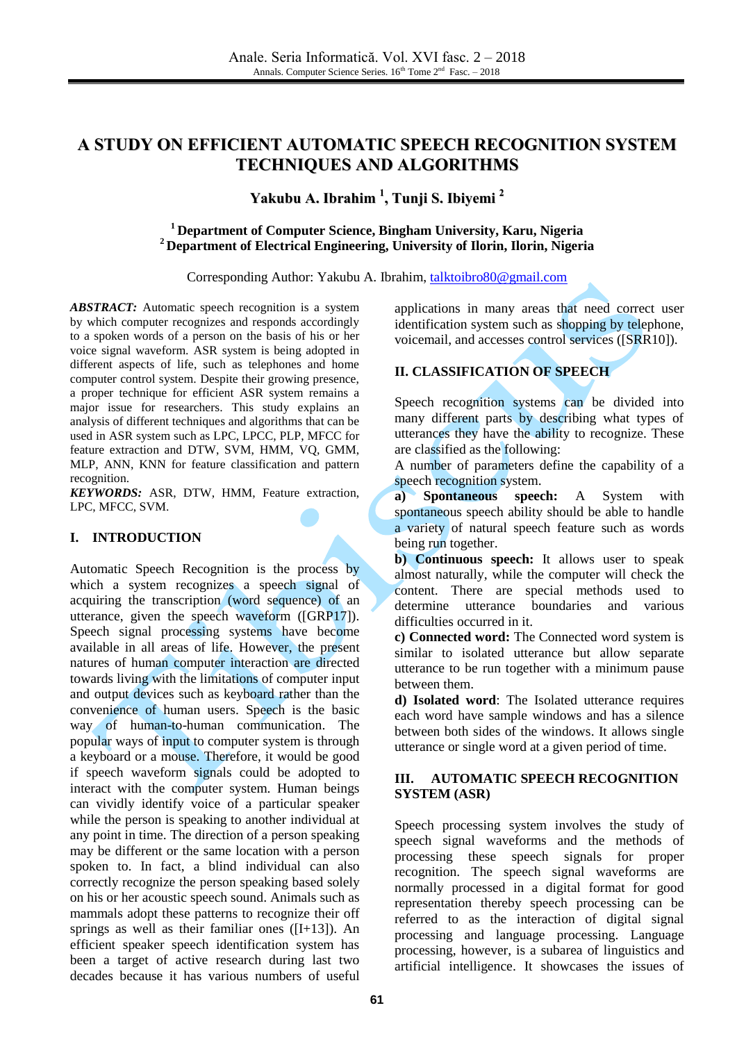# A STUDY ON EFFICIENT AUTOMATIC SPEECH RECOGNITION SYSTEM TECHNIQUES AND ALGORITHMS

**Yakubu A. Ibrahim [1], Tunji S. Ibiyemi [2]**

[1] **Department of Computer Science, Bingham University, Karu, Nigeria**
[2] **Department of Electrical Engineering, University of Ilorin, Ilorin, Nigeria**

Corresponding Author: Yakubu A. Ibrahim, talktoibro80@gmail.com

***ABSTRACT:*** Automatic speech recognition is a system by which computer recognizes and responds accordingly to a spoken words of a person on the basis of his or her voice signal waveform. ASR system is being adopted in different aspects of life, such as telephones and home computer control system. Despite their growing presence, a proper technique for efficient ASR system remains a major issue for researchers. This study explains an analysis of different techniques and algorithms that can be used in ASR system such as LPC, LPCC, PLP, MFCC for feature extraction and DTW, SVM, HMM, VQ, GMM, MLP, ANN, KNN for feature classification and pattern recognition.

***KEYWORDS:*** ASR, DTW, HMM, Feature extraction, LPC, MFCC, SVM.

## I. INTRODUCTION

Automatic Speech Recognition is the process by which a system recognizes a speech signal of acquiring the transcription (word sequence) of an utterance, given the speech waveform ([GRP17]). Speech signal processing systems have become available in all areas of life. However, the present natures of human computer interaction are directed towards living with the limitations of computer input and output devices such as keyboard rather than the convenience of human users. Speech is the basic way of human-to-human communication. The popular ways of input to computer system is through a keyboard or a mouse. Therefore, it would be good if speech waveform signals could be adopted to interact with the computer system. Human beings can vividly identify voice of a particular speaker while the person is speaking to another individual at any point in time. The direction of a person speaking may be different or the same location with a person spoken to. In fact, a blind individual can also correctly recognize the person speaking based solely on his or her acoustic speech sound. Animals such as mammals adopt these patterns to recognize their off springs as well as their familiar ones ([I+13]). An efficient speaker speech identification system has been a target of active research during last two decades because it has various numbers of useful applications in many areas that need correct user identification system such as shopping by telephone, voicemail, and accesses control services ([SRR10]).

## II. CLASSIFICATION OF SPEECH

Speech recognition systems can be divided into many different parts by describing what types of utterances they have the ability to recognize. These are classified as the following:

A number of parameters define the capability of a speech recognition system.

**a) Spontaneous speech:** A System with spontaneous speech ability should be able to handle a variety of natural speech feature such as words being run together.

**b) Continuous speech:** It allows user to speak almost naturally, while the computer will check the content. There are special methods used to determine utterance boundaries and various difficulties occurred in it.

**c) Connected word:** The Connected word system is similar to isolated utterance but allow separate utterance to be run together with a minimum pause between them.

**d) Isolated word**: The Isolated utterance requires each word have sample windows and has a silence between both sides of the windows. It allows single utterance or single word at a given period of time.

## III. AUTOMATIC SPEECH RECOGNITION SYSTEM (ASR)

Speech processing system involves the study of speech signal waveforms and the methods of processing these speech signals for proper recognition. The speech signal waveforms are normally processed in a digital format for good representation thereby speech processing can be referred to as the interaction of digital signal processing and language processing. Language processing, however, is a subarea of linguistics and artificial intelligence. It showcases the issues of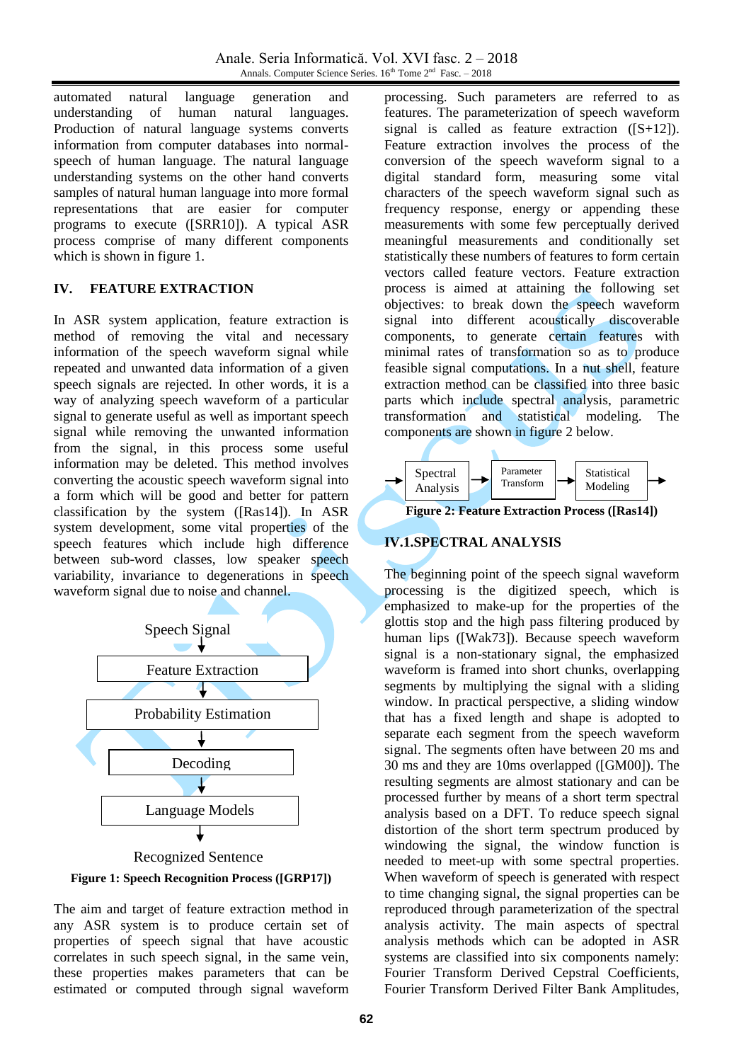automated natural language generation and understanding of human natural languages. Production of natural language systems converts information from computer databases into normal-speech of human language. The natural language understanding systems on the other hand converts samples of natural human language into more formal representations that are easier for computer programs to execute ([SRR10]). A typical ASR process comprise of many different components which is shown in figure 1.

## IV. FEATURE EXTRACTION

In ASR system application, feature extraction is method of removing the vital and necessary information of the speech waveform signal while repeated and unwanted data information of a given speech signals are rejected. In other words, it is a way of analyzing speech waveform of a particular signal to generate useful as well as important speech signal while removing the unwanted information from the signal, in this process some useful information may be deleted. This method involves converting the acoustic speech waveform signal into a form which will be good and better for pattern classification by the system ([Ras14]). In ASR system development, some vital properties of the speech features which include high difference between sub-word classes, low speaker speech variability, invariance to degenerations in speech waveform signal due to noise and channel.

Speech Signal → Feature Extraction → Probability Estimation → Decoding → Language Models → Recognized Sentence

**Figure 1: Speech Recognition Process ([GRP17])**

The aim and target of feature extraction method in any ASR system is to produce certain set of properties of speech signal that have acoustic correlates in such speech signal, in the same vein, these properties makes parameters that can be estimated or computed through signal waveform processing. Such parameters are referred to as features. The parameterization of speech waveform signal is called as feature extraction ([S+12]). Feature extraction involves the process of the conversion of the speech waveform signal to a digital standard form, measuring some vital characters of the speech waveform signal such as frequency response, energy or appending these measurements with some few perceptually derived meaningful measurements and conditionally set statistically these numbers of features to form certain vectors called feature vectors. Feature extraction process is aimed at attaining the following set objectives: to break down the speech waveform signal into different acoustically discoverable components, to generate certain features with minimal rates of transformation so as to produce feasible signal computations. In a nut shell, feature extraction method can be classified into three basic parts which include spectral analysis, parametric transformation and statistical modeling. The components are shown in figure 2 below.

→ Spectral Analysis → Parameter Transform → Statistical Modeling →

**Figure 2: Feature Extraction Process ([Ras14])**

### IV.1. SPECTRAL ANALYSIS

The beginning point of the speech signal waveform processing is the digitized speech, which is emphasized to make-up for the properties of the glottis stop and the high pass filtering produced by human lips ([Wak73]). Because speech waveform signal is a non-stationary signal, the emphasized waveform is framed into short chunks, overlapping segments by multiplying the signal with a sliding window. In practical perspective, a sliding window that has a fixed length and shape is adopted to separate each segment from the speech waveform signal. The segments often have between 20 ms and 30 ms and they are 10ms overlapped ([GM00]). The resulting segments are almost stationary and can be processed further by means of a short term spectral analysis based on a DFT. To reduce speech signal distortion of the short term spectrum produced by windowing the signal, the window function is needed to meet-up with some spectral properties. When waveform of speech is generated with respect to time changing signal, the signal properties can be reproduced through parameterization of the spectral analysis activity. The main aspects of spectral analysis methods which can be adopted in ASR systems are classified into six components namely: Fourier Transform Derived Cepstral Coefficients, Fourier Transform Derived Filter Bank Amplitudes,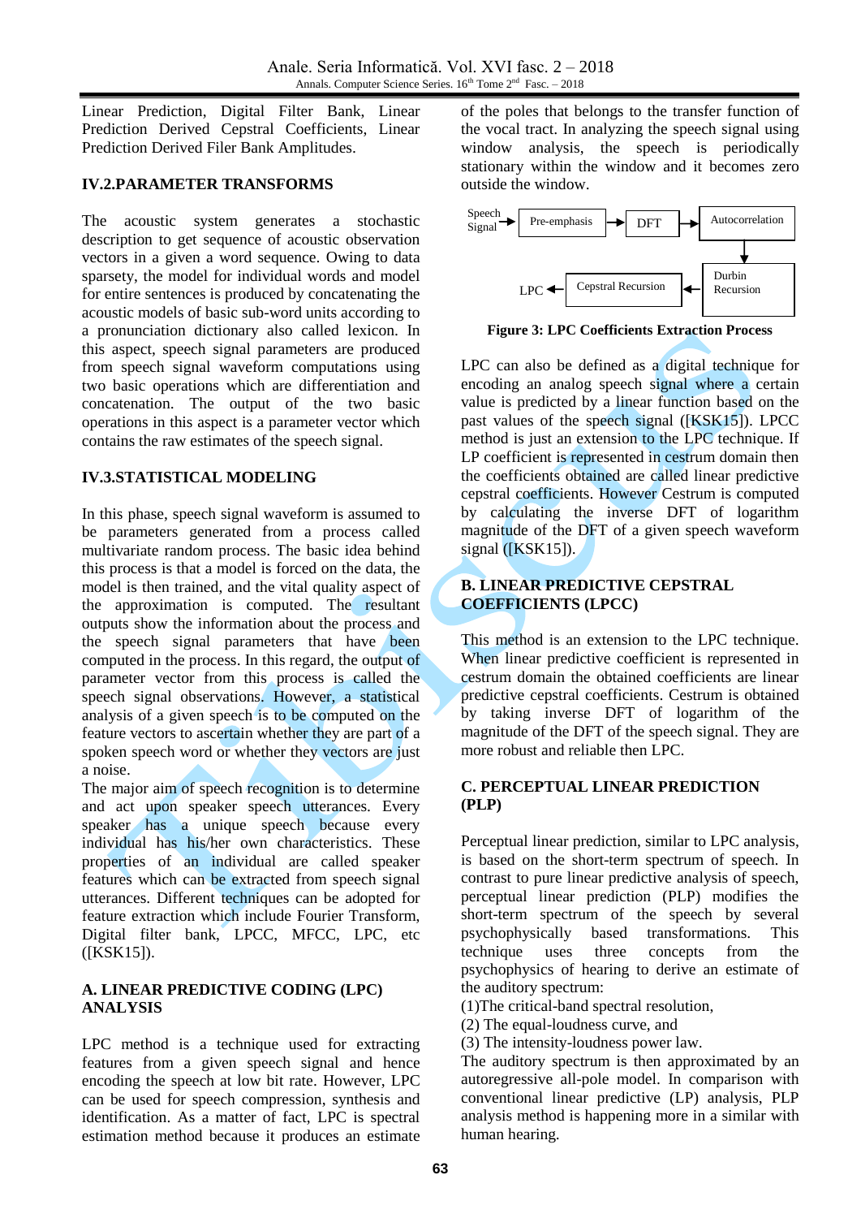Linear Prediction, Digital Filter Bank, Linear Prediction Derived Cepstral Coefficients, Linear Prediction Derived Filer Bank Amplitudes.

## IV.2.PARAMETER TRANSFORMS

The acoustic system generates a stochastic description to get sequence of acoustic observation vectors in a given a word sequence. Owing to data sparsety, the model for individual words and model for entire sentences is produced by concatenating the acoustic models of basic sub-word units according to a pronunciation dictionary also called lexicon. In this aspect, speech signal parameters are produced from speech signal waveform computations using two basic operations which are differentiation and concatenation. The output of the two basic operations in this aspect is a parameter vector which contains the raw estimates of the speech signal.

## IV.3.STATISTICAL MODELING

In this phase, speech signal waveform is assumed to be parameters generated from a process called multivariate random process. The basic idea behind this process is that a model is forced on the data, the model is then trained, and the vital quality aspect of the approximation is computed. The resultant outputs show the information about the process and the speech signal parameters that have been computed in the process. In this regard, the output of parameter vector from this process is called the speech signal observations. However, a statistical analysis of a given speech is to be computed on the feature vectors to ascertain whether they are part of a spoken speech word or whether they vectors are just a noise.

The major aim of speech recognition is to determine and act upon speaker speech utterances. Every speaker has a unique speech because every individual has his/her own characteristics. These properties of an individual are called speaker features which can be extracted from speech signal utterances. Different techniques can be adopted for feature extraction which include Fourier Transform, Digital filter bank, LPCC, MFCC, LPC, etc ([KSK15]).

## A. LINEAR PREDICTIVE CODING (LPC) ANALYSIS

LPC method is a technique used for extracting features from a given speech signal and hence encoding the speech at low bit rate. However, LPC can be used for speech compression, synthesis and identification. As a matter of fact, LPC is spectral estimation method because it produces an estimate of the poles that belongs to the transfer function of the vocal tract. In analyzing the speech signal using window analysis, the speech is periodically stationary within the window and it becomes zero outside the window.

Speech Signal → Pre-emphasis → DFT → Autocorrelation → Durbin Recursion → Cepstral Recursion → LPC

**Figure 3: LPC Coefficients Extraction Process**

LPC can also be defined as a digital technique for encoding an analog speech signal where a certain value is predicted by a linear function based on the past values of the speech signal ([KSK15]). LPCC method is just an extension to the LPC technique. If LP coefficient is represented in cestrum domain then the coefficients obtained are called linear predictive cepstral coefficients. However Cestrum is computed by calculating the inverse DFT of logarithm magnitude of the DFT of a given speech waveform signal ([KSK15]).

## B. LINEAR PREDICTIVE CEPSTRAL COEFFICIENTS (LPCC)

This method is an extension to the LPC technique. When linear predictive coefficient is represented in cestrum domain the obtained coefficients are linear predictive cepstral coefficients. Cestrum is obtained by taking inverse DFT of logarithm of the magnitude of the DFT of the speech signal. They are more robust and reliable then LPC.

## C. PERCEPTUAL LINEAR PREDICTION (PLP)

Perceptual linear prediction, similar to LPC analysis, is based on the short-term spectrum of speech. In contrast to pure linear predictive analysis of speech, perceptual linear prediction (PLP) modifies the short-term spectrum of the speech by several psychophysically based transformations. This technique uses three concepts from the psychophysics of hearing to derive an estimate of the auditory spectrum:

(1)The critical-band spectral resolution,
(2) The equal-loudness curve, and
(3) The intensity-loudness power law.

The auditory spectrum is then approximated by an autoregressive all-pole model. In comparison with conventional linear predictive (LP) analysis, PLP analysis method is happening more in a similar with human hearing.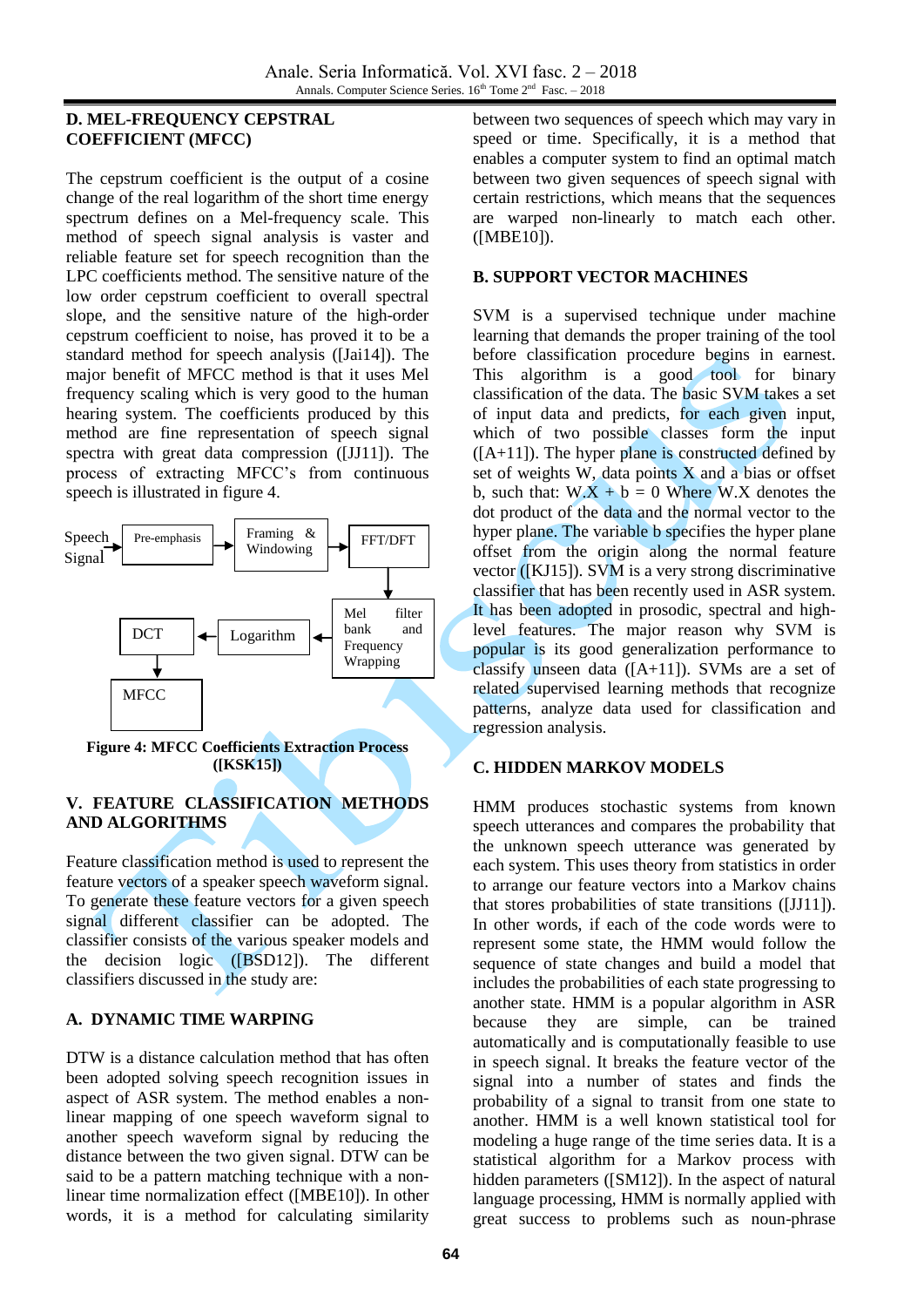## D. MEL-FREQUENCY CEPSTRAL COEFFICIENT (MFCC)

The cepstrum coefficient is the output of a cosine change of the real logarithm of the short time energy spectrum defines on a Mel-frequency scale. This method of speech signal analysis is vaster and reliable feature set for speech recognition than the LPC coefficients method. The sensitive nature of the low order cepstrum coefficient to overall spectral slope, and the sensitive nature of the high-order cepstrum coefficient to noise, has proved it to be a standard method for speech analysis ([Jai14]). The major benefit of MFCC method is that it uses Mel frequency scaling which is very good to the human hearing system. The coefficients produced by this method are fine representation of speech signal spectra with great data compression ([JJ11]). The process of extracting MFCC's from continuous speech is illustrated in figure 4.

Speech Signal → Pre-emphasis → Framing & Windowing → FFT/DFT → Mel filter bank and Frequency Wrapping → Logarithm → DCT → MFCC

**Figure 4: MFCC Coefficients Extraction Process ([KSK15])**

## V. FEATURE CLASSIFICATION METHODS AND ALGORITHMS

Feature classification method is used to represent the feature vectors of a speaker speech waveform signal. To generate these feature vectors for a given speech signal different classifier can be adopted. The classifier consists of the various speaker models and the decision logic ([BSD12]). The different classifiers discussed in the study are:

### A. DYNAMIC TIME WARPING

DTW is a distance calculation method that has often been adopted solving speech recognition issues in aspect of ASR system. The method enables a non-linear mapping of one speech waveform signal to another speech waveform signal by reducing the distance between the two given signal. DTW can be said to be a pattern matching technique with a non-linear time normalization effect ([MBE10]). In other words, it is a method for calculating similarity between two sequences of speech which may vary in speed or time. Specifically, it is a method that enables a computer system to find an optimal match between two given sequences of speech signal with certain restrictions, which means that the sequences are warped non-linearly to match each other. ([MBE10]).

### B. SUPPORT VECTOR MACHINES

SVM is a supervised technique under machine learning that demands the proper training of the tool before classification procedure begins in earnest. This algorithm is a good tool for binary classification of the data. The basic SVM takes a set of input data and predicts, for each given input, which of two possible classes form the input ([A+11]). The hyper plane is constructed defined by set of weights W, data points X and a bias or offset b, such that: $W.X + b = 0$ Where $W.X$ denotes the dot product of the data and the normal vector to the hyper plane. The variable b specifies the hyper plane offset from the origin along the normal feature vector ([KJ15]). SVM is a very strong discriminative classifier that has been recently used in ASR system. It has been adopted in prosodic, spectral and high-level features. The major reason why SVM is popular is its good generalization performance to classify unseen data ([A+11]). SVMs are a set of related supervised learning methods that recognize patterns, analyze data used for classification and regression analysis.

### C. HIDDEN MARKOV MODELS

HMM produces stochastic systems from known speech utterances and compares the probability that the unknown speech utterance was generated by each system. This uses theory from statistics in order to arrange our feature vectors into a Markov chains that stores probabilities of state transitions ([JJ11]). In other words, if each of the code words were to represent some state, the HMM would follow the sequence of state changes and build a model that includes the probabilities of each state progressing to another state. HMM is a popular algorithm in ASR because they are simple, can be trained automatically and is computationally feasible to use in speech signal. It breaks the feature vector of the signal into a number of states and finds the probability of a signal to transit from one state to another. HMM is a well known statistical tool for modeling a huge range of the time series data. It is a statistical algorithm for a Markov process with hidden parameters ([SM12]). In the aspect of natural language processing, HMM is normally applied with great success to problems such as noun-phrase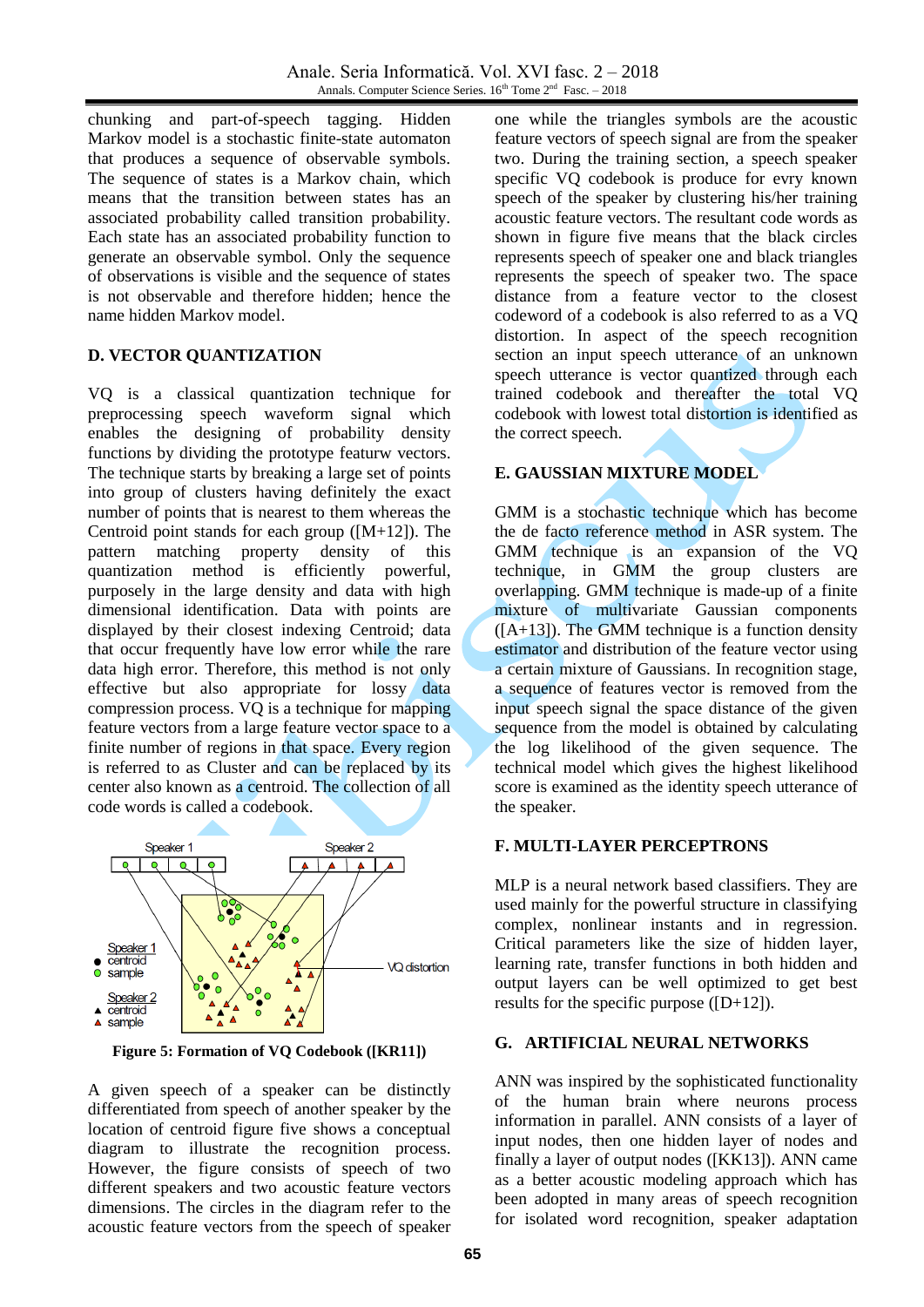chunking and part-of-speech tagging. Hidden Markov model is a stochastic finite-state automaton that produces a sequence of observable symbols. The sequence of states is a Markov chain, which means that the transition between states has an associated probability called transition probability. Each state has an associated probability function to generate an observable symbol. Only the sequence of observations is visible and the sequence of states is not observable and therefore hidden; hence the name hidden Markov model.

### D. VECTOR QUANTIZATION

VQ is a classical quantization technique for preprocessing speech waveform signal which enables the designing of probability density functions by dividing the prototype featurw vectors. The technique starts by breaking a large set of points into group of clusters having definitely the exact number of points that is nearest to them whereas the Centroid point stands for each group ([M+12]). The pattern matching property density of this quantization method is efficiently powerful, purposely in the large density and data with high dimensional identification. Data with points are displayed by their closest indexing Centroid; data that occur frequently have low error while the rare data high error. Therefore, this method is not only effective but also appropriate for lossy data compression process. VQ is a technique for mapping feature vectors from a large feature vector space to a finite number of regions in that space. Every region is referred to as Cluster and can be replaced by its center also known as a centroid. The collection of all code words is called a codebook.

**Figure 5: Formation of VQ Codebook ([KR11])**

A given speech of a speaker can be distinctly differentiated from speech of another speaker by the location of centroid figure five shows a conceptual diagram to illustrate the recognition process. However, the figure consists of speech of two different speakers and two acoustic feature vectors dimensions. The circles in the diagram refer to the acoustic feature vectors from the speech of speaker one while the triangles symbols are the acoustic feature vectors of speech signal are from the speaker two. During the training section, a speech speaker specific VQ codebook is produce for evry known speech of the speaker by clustering his/her training acoustic feature vectors. The resultant code words as shown in figure five means that the black circles represents speech of speaker one and black triangles represents the speech of speaker two. The space distance from a feature vector to the closest codeword of a codebook is also referred to as a VQ distortion. In aspect of the speech recognition section an input speech utterance of an unknown speech utterance is vector quantized through each trained codebook and thereafter the total VQ codebook with lowest total distortion is identified as the correct speech.

### E. GAUSSIAN MIXTURE MODEL

GMM is a stochastic technique which has become the de facto reference method in ASR system. The GMM technique is an expansion of the VQ technique, in GMM the group clusters are overlapping. GMM technique is made-up of a finite mixture of multivariate Gaussian components ([A+13]). The GMM technique is a function density estimator and distribution of the feature vector using a certain mixture of Gaussians. In recognition stage, a sequence of features vector is removed from the input speech signal the space distance of the given sequence from the model is obtained by calculating the log likelihood of the given sequence. The technical model which gives the highest likelihood score is examined as the identity speech utterance of the speaker.

### F. MULTI-LAYER PERCEPTRONS

MLP is a neural network based classifiers. They are used mainly for the powerful structure in classifying complex, nonlinear instants and in regression. Critical parameters like the size of hidden layer, learning rate, transfer functions in both hidden and output layers can be well optimized to get best results for the specific purpose ([D+12]).

### G. ARTIFICIAL NEURAL NETWORKS

ANN was inspired by the sophisticated functionality of the human brain where neurons process information in parallel. ANN consists of a layer of input nodes, then one hidden layer of nodes and finally a layer of output nodes ([KK13]). ANN came as a better acoustic modeling approach which has been adopted in many areas of speech recognition for isolated word recognition, speaker adaptation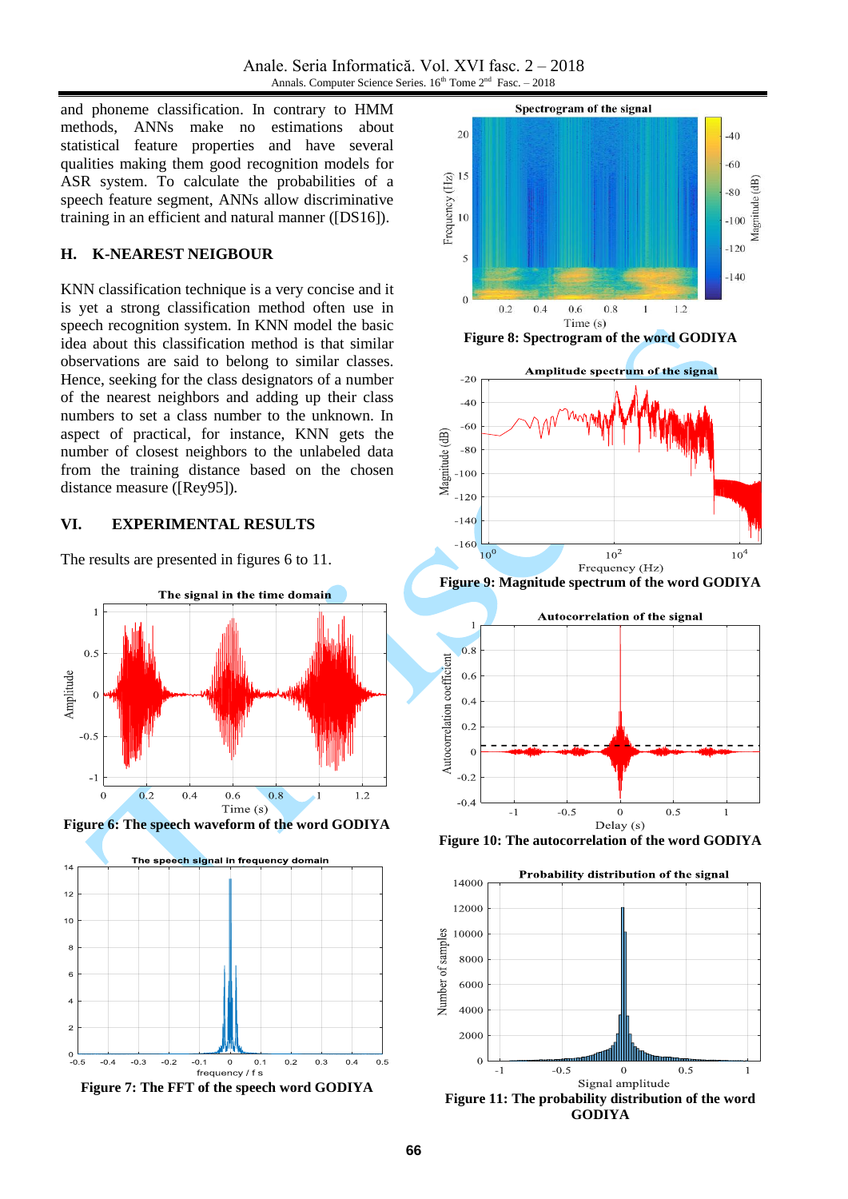and phoneme classification. In contrary to HMM methods, ANNs make no estimations about statistical feature properties and have several qualities making them good recognition models for ASR system. To calculate the probabilities of a speech feature segment, ANNs allow discriminative training in an efficient and natural manner ([DS16]).

### H. K-NEAREST NEIGBOUR

KNN classification technique is a very concise and it is yet a strong classification method often use in speech recognition system. In KNN model the basic idea about this classification method is that similar observations are said to belong to similar classes. Hence, seeking for the class designators of a number of the nearest neighbors and adding up their class numbers to set a class number to the unknown. In aspect of practical, for instance, KNN gets the number of closest neighbors to the unlabeled data from the training distance based on the chosen distance measure ([Rey95]).

## VI. EXPERIMENTAL RESULTS

The results are presented in figures 6 to 11.

**Figure 6: The speech waveform of the word GODIYA**

**Figure 7: The FFT of the speech word GODIYA**

**Figure 8: Spectrogram of the word GODIYA**

**Figure 9: Magnitude spectrum of the word GODIYA**

**Figure 10: The autocorrelation of the word GODIYA**

**Figure 11: The probability distribution of the word GODIYA**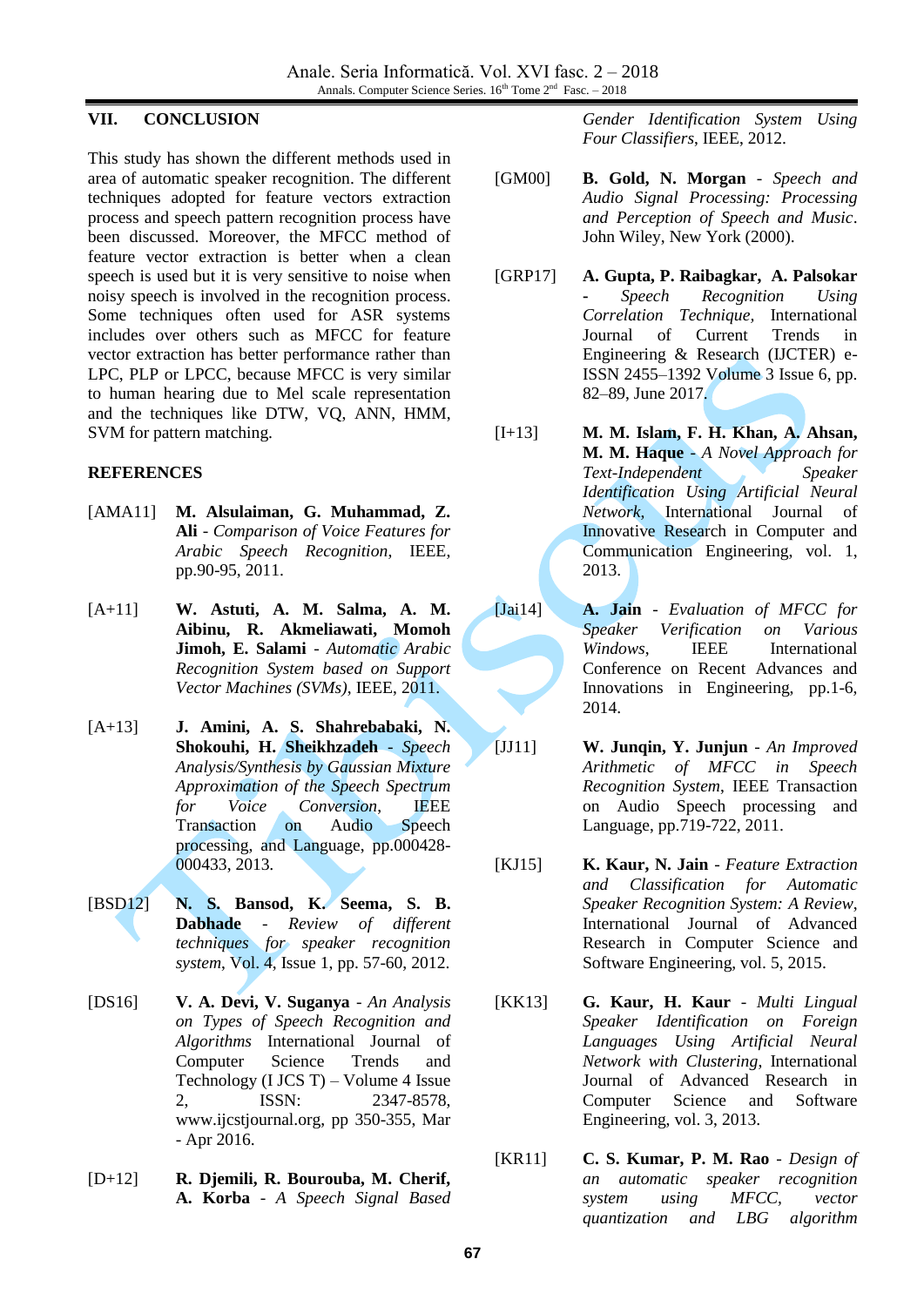## VII. CONCLUSION

This study has shown the different methods used in area of automatic speaker recognition. The different techniques adopted for feature vectors extraction process and speech pattern recognition process have been discussed. Moreover, the MFCC method of feature vector extraction is better when a clean speech is used but it is very sensitive to noise when noisy speech is involved in the recognition process. Some techniques often used for ASR systems includes over others such as MFCC for feature vector extraction has better performance rather than LPC, PLP or LPCC, because MFCC is very similar to human hearing due to Mel scale representation and the techniques like DTW, VQ, ANN, HMM, SVM for pattern matching.

## REFERENCES

[AMA11] **M. Alsulaiman, G. Muhammad, Z. Ali** - *Comparison of Voice Features for Arabic Speech Recognition*, IEEE, pp.90-95, 2011.

[A+11] **W. Astuti, A. M. Salma, A. M. Aibinu, R. Akmeliawati, Momoh Jimoh, E. Salami** - *Automatic Arabic Recognition System based on Support Vector Machines (SVMs)*, IEEE, 2011.

[A+13] **J. Amini, A. S. Shahrebabaki, N. Shokouhi, H. Sheikhzadeh** - *Speech Analysis/Synthesis by Gaussian Mixture Approximation of the Speech Spectrum for Voice Conversion*, IEEE Transaction on Audio Speech processing, and Language, pp.000428-000433, 2013.

[BSD12] **N. S. Bansod, K. Seema, S. B. Dabhade** - *Review of different techniques for speaker recognition system*, Vol. 4, Issue 1, pp. 57-60, 2012.

[DS16] **V. A. Devi, V. Suganya** - *An Analysis on Types of Speech Recognition and Algorithms* International Journal of Computer Science Trends and Technology (I JCS T) – Volume 4 Issue 2, ISSN: 2347-8578, www.ijcstjournal.org, pp 350-355, Mar - Apr 2016.

[D+12] **R. Djemili, R. Bourouba, M. Cherif, A. Korba** - *A Speech Signal Based Gender Identification System Using Four Classifiers*, IEEE, 2012.

[GM00] **B. Gold, N. Morgan** - *Speech and Audio Signal Processing: Processing and Perception of Speech and Music*. John Wiley, New York (2000).

[GRP17] **A. Gupta, P. Raibagkar, A. Palsokar** - *Speech Recognition Using Correlation Technique*, International Journal of Current Trends in Engineering & Research (IJCTER) e-ISSN 2455–1392 Volume 3 Issue 6, pp. 82–89, June 2017.

[I+13] **M. M. Islam, F. H. Khan, A. Ahsan, M. M. Haque** - *A Novel Approach for Text-Independent Speaker Identification Using Artificial Neural Network*, International Journal of Innovative Research in Computer and Communication Engineering, vol. 1, 2013.

[Jai14] **A. Jain** - *Evaluation of MFCC for Speaker Verification on Various Windows*, IEEE International Conference on Recent Advances and Innovations in Engineering, pp.1-6, 2014.

[JJ11] **W. Junqin, Y. Junjun** - *An Improved Arithmetic of MFCC in Speech Recognition System*, IEEE Transaction on Audio Speech processing and Language, pp.719-722, 2011.

[KJ15] **K. Kaur, N. Jain** - *Feature Extraction and Classification for Automatic Speaker Recognition System: A Review*, International Journal of Advanced Research in Computer Science and Software Engineering, vol. 5, 2015.

[KK13] **G. Kaur, H. Kaur** - *Multi Lingual Speaker Identification on Foreign Languages Using Artificial Neural Network with Clustering*, International Journal of Advanced Research in Computer Science and Software Engineering, vol. 3, 2013.

[KR11] **C. S. Kumar, P. M. Rao** - *Design of an automatic speaker recognition system using MFCC, vector quantization and LBG algorithm*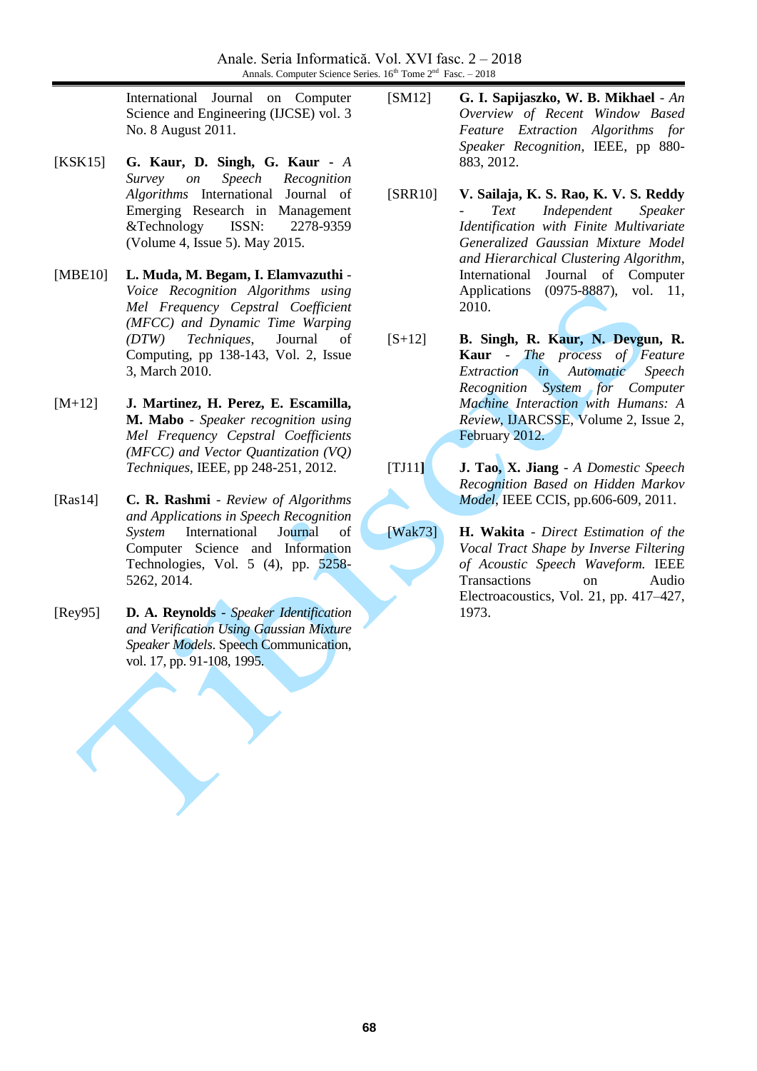International Journal on Computer Science and Engineering (IJCSE) vol. 3 No. 8 August 2011.

[KSK15] **G. Kaur, D. Singh, G. Kaur** - *A Survey on Speech Recognition Algorithms* International Journal of Emerging Research in Management &Technology ISSN: 2278-9359 (Volume 4, Issue 5). May 2015.

[MBE10] **L. Muda, M. Begam, I. Elamvazuthi** - *Voice Recognition Algorithms using Mel Frequency Cepstral Coefficient (MFCC) and Dynamic Time Warping (DTW) Techniques*, Journal of Computing, pp 138-143, Vol. 2, Issue 3, March 2010.

[M+12] **J. Martinez, H. Perez, E. Escamilla, M. Mabo** - *Speaker recognition using Mel Frequency Cepstral Coefficients (MFCC) and Vector Quantization (VQ) Techniques*, IEEE, pp 248-251, 2012.

[Ras14] **C. R. Rashmi** - *Review of Algorithms and Applications in Speech Recognition System* International Journal of Computer Science and Information Technologies, Vol. 5 (4), pp. 5258-5262, 2014.

[Rey95] **D. A. Reynolds** - *Speaker Identification and Verification Using Gaussian Mixture Speaker Models.* Speech Communication, vol. 17, pp. 91-108, 1995.

[SM12] **G. I. Sapijaszko, W. B. Mikhael** - *An Overview of Recent Window Based Feature Extraction Algorithms for Speaker Recognition*, IEEE, pp 880-883, 2012.

[SRR10] **V. Sailaja, K. S. Rao, K. V. S. Reddy** - *Text Independent Speaker Identification with Finite Multivariate Generalized Gaussian Mixture Model and Hierarchical Clustering Algorithm*, International Journal of Computer Applications (0975-8887), vol. 11, 2010.

[S+12] **B. Singh, R. Kaur, N. Devgun, R. Kaur** - *The process of Feature Extraction in Automatic Speech Recognition System for Computer Machine Interaction with Humans: A Review*, IJARCSSE, Volume 2, Issue 2, February 2012.

[TJ11] **J. Tao, X. Jiang** - *A Domestic Speech Recognition Based on Hidden Markov Model*, IEEE CCIS, pp.606-609, 2011.

[Wak73] **H. Wakita** - *Direct Estimation of the Vocal Tract Shape by Inverse Filtering of Acoustic Speech Waveform.* IEEE Transactions on Audio Electroacoustics, Vol. 21, pp. 417–427, 1973.